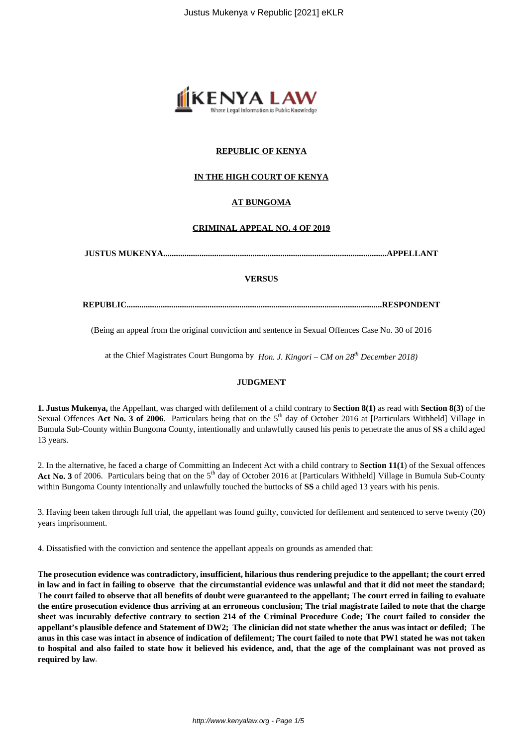**REPUBLIC OF KENYA**

**IN THE HIGH COURT OF KENYA**

**AT BUNGOMA**

**CRIMINAL APPEAL NO. 4 OF 2019**

**JUSTUS MUKENYA.......................................................................................................APPELLANT**

**VERSUS**

**REPUBLIC.......................................................................................................................RESPONDENT**

(Being an appeal from the original conviction and sentence in Sexual Offences Case No. 30 of 2016

at the Chief Magistrates Court Bungoma by *Hon. J. Kingori – CM on 28th December 2018)*

**JUDGMENT**

**1. Justus Mukenya,** the Appellant, was charged with defilement of a child contrary to **Section 8(1)** as read with **Section 8(3)** of the Sexual Offences **Act No. 3 of 2006**. Particulars being that on the 5th day of October 2016 at [Particulars Withheld] Village in Bumula Sub-County within Bungoma County, intentionally and unlawfully caused his penis to penetrate the anus of **SS** a child aged 13 years.

2. In the alternative, he faced a charge of Committing an Indecent Act with a child contrary to **Section 11(1**) of the Sexual offences **Act No. 3** of 2006. Particulars being that on the 5th day of October 2016 at [Particulars Withheld] Village in Bumula Sub-County within Bungoma County intentionally and unlawfully touched the buttocks of **SS** a child aged 13 years with his penis.

3. Having been taken through full trial, the appellant was found guilty, convicted for defilement and sentenced to serve twenty (20) years imprisonment.

4. Dissatisfied with the conviction and sentence the appellant appeals on grounds as amended that:

**The prosecution evidence was contradictory, insufficient, hilarious thus rendering prejudice to the appellant; the court erred in law and in fact in failing to observe that the circumstantial evidence was unlawful and that it did not meet the standard; The court failed to observe that all benefits of doubt were guaranteed to the appellant; The court erred in failing to evaluate the entire prosecution evidence thus arriving at an erroneous conclusion; The trial magistrate failed to note that the charge sheet was incurably defective contrary to section 214 of the Criminal Procedure Code; The court failed to consider the appellant's plausible defence and Statement of DW2; The clinician did not state whether the anus was intact or defiled; The anus in this case was intact in absence of indication of defilement; The court failed to note that PW1 stated he was not taken to hospital and also failed to state how it believed his evidence, and, that the age of the complainant was not proved as required by law**.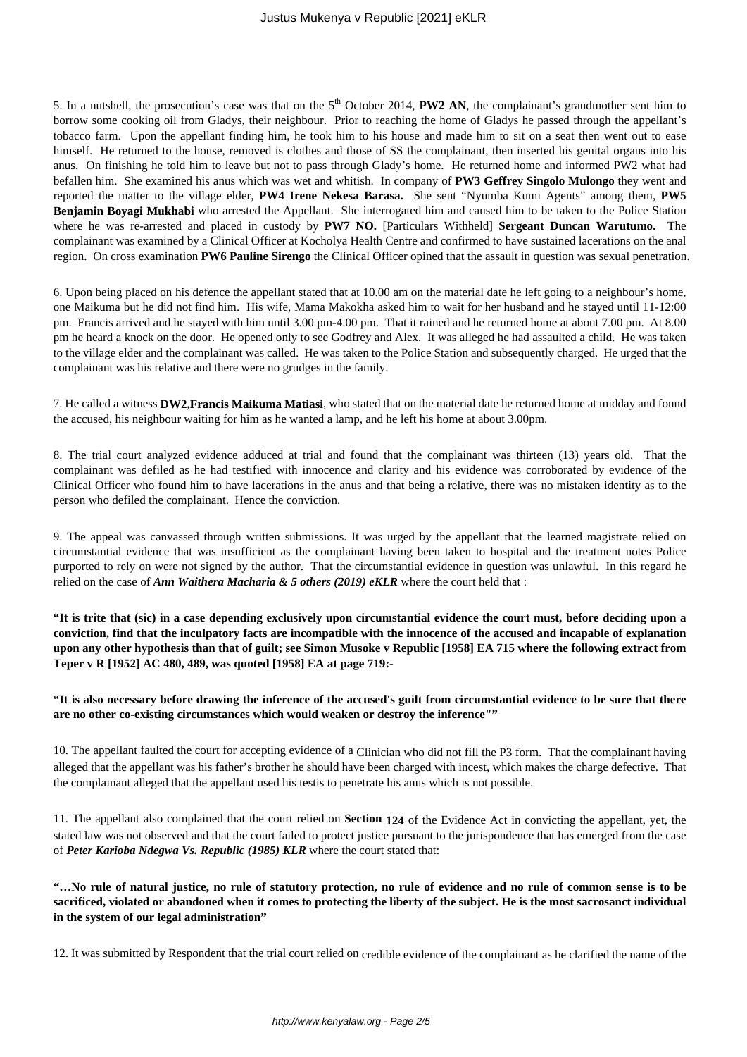5. In a nutshell, the prosecution's case was that on the 5th October 2014, **PW2 AN**, the complainant's grandmother sent him to borrow some cooking oil from Gladys, their neighbour. Prior to reaching the home of Gladys he passed through the appellant's tobacco farm. Upon the appellant finding him, he took him to his house and made him to sit on a seat then went out to ease himself. He returned to the house, removed is clothes and those of SS the complainant, then inserted his genital organs into his anus. On finishing he told him to leave but not to pass through Glady's home. He returned home and informed PW2 what had befallen him. She examined his anus which was wet and whitish. In company of **PW3 Geffrey Singolo Mulongo** they went and reported the matter to the village elder, **PW4 Irene Nekesa Barasa.** She sent "Nyumba Kumi Agents" among them, **PW5 Benjamin Boyagi Mukhabi** who arrested the Appellant. She interrogated him and caused him to be taken to the Police Station where he was re-arrested and placed in custody by **PW7 NO.** [Particulars Withheld] **Sergeant Duncan Warutumo.** The complainant was examined by a Clinical Officer at Kocholya Health Centre and confirmed to have sustained lacerations on the anal region. On cross examination **PW6 Pauline Sirengo** the Clinical Officer opined that the assault in question was sexual penetration.

6. Upon being placed on his defence the appellant stated that at 10.00 am on the material date he left going to a neighbour's home, one Maikuma but he did not find him. His wife, Mama Makokha asked him to wait for her husband and he stayed until 11-12:00 pm. Francis arrived and he stayed with him until 3.00 pm-4.00 pm. That it rained and he returned home at about 7.00 pm. At 8.00 pm he heard a knock on the door. He opened only to see Godfrey and Alex. It was alleged he had assaulted a child. He was taken to the village elder and the complainant was called. He was taken to the Police Station and subsequently charged. He urged that the complainant was his relative and there were no grudges in the family.

7. He called a witness **DW2,Francis Maikuma Matiasi**, who stated that on the material date he returned home at midday and found the accused, his neighbour waiting for him as he wanted a lamp, and he left his home at about 3.00pm.

8. The trial court analyzed evidence adduced at trial and found that the complainant was thirteen (13) years old. That the complainant was defiled as he had testified with innocence and clarity and his evidence was corroborated by evidence of the Clinical Officer who found him to have lacerations in the anus and that being a relative, there was no mistaken identity as to the person who defiled the complainant. Hence the conviction.

9. The appeal was canvassed through written submissions. It was urged by the appellant that the learned magistrate relied on circumstantial evidence that was insufficient as the complainant having been taken to hospital and the treatment notes Police purported to rely on were not signed by the author. That the circumstantial evidence in question was unlawful. In this regard he relied on the case of ***Ann Waithera Macharia & 5 others (2019) eKLR*** where the court held that :

**"It is trite that (sic) in a case depending exclusively upon circumstantial evidence the court must, before deciding upon a conviction, find that the inculpatory facts are incompatible with the innocence of the accused and incapable of explanation upon any other hypothesis than that of guilt; see Simon Musoke v Republic [1958] EA 715 where the following extract from Teper v R [1952] AC 480, 489, was quoted [1958] EA at page 719:-**

**"It is also necessary before drawing the inference of the accused's guilt from circumstantial evidence to be sure that there are no other co-existing circumstances which would weaken or destroy the inference""**

10. The appellant faulted the court for accepting evidence of a Clinician who did not fill the P3 form. That the complainant having alleged that the appellant was his father's brother he should have been charged with incest, which makes the charge defective. That the complainant alleged that the appellant used his testis to penetrate his anus which is not possible.

11. The appellant also complained that the court relied on **Section 124** of the Evidence Act in convicting the appellant, yet, the stated law was not observed and that the court failed to protect justice pursuant to the jurispondence that has emerged from the case of ***Peter Karioba Ndegwa Vs. Republic (1985) KLR*** where the court stated that:

**"…No rule of natural justice, no rule of statutory protection, no rule of evidence and no rule of common sense is to be sacrificed, violated or abandoned when it comes to protecting the liberty of the subject. He is the most sacrosanct individual in the system of our legal administration"**

12. It was submitted by Respondent that the trial court relied on credible evidence of the complainant as he clarified the name of the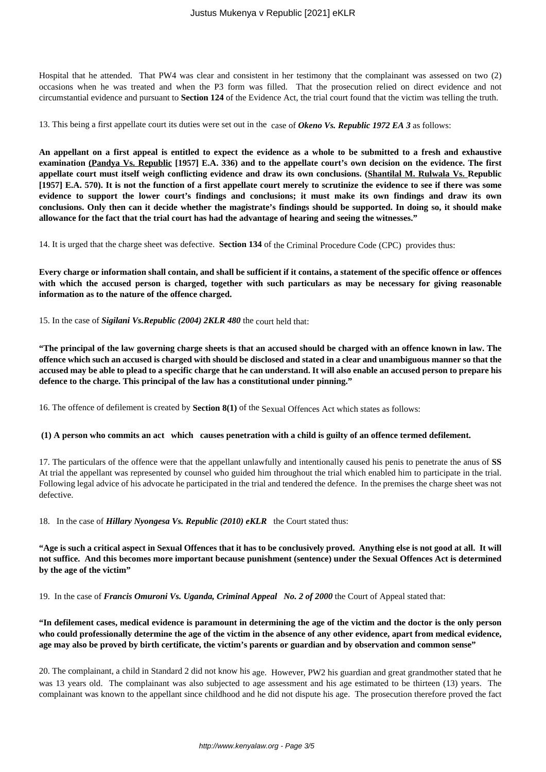Hospital that he attended. That PW4 was clear and consistent in her testimony that the complainant was assessed on two (2) occasions when he was treated and when the P3 form was filled. That the prosecution relied on direct evidence and not circumstantial evidence and pursuant to **Section 124** of the Evidence Act, the trial court found that the victim was telling the truth.

13. This being a first appellate court its duties were set out in the case of ***Okeno Vs. Republic 1972 EA 3*** as follows:

**An appellant on a first appeal is entitled to expect the evidence as a whole to be submitted to a fresh and exhaustive examination (Pandya Vs. Republic [1957] E.A. 336) and to the appellate court's own decision on the evidence. The first appellate court must itself weigh conflicting evidence and draw its own conclusions. (Shantilal M. Rulwala Vs. Republic [1957] E.A. 570). It is not the function of a first appellate court merely to scrutinize the evidence to see if there was some evidence to support the lower court's findings and conclusions; it must make its own findings and draw its own conclusions. Only then can it decide whether the magistrate's findings should be supported. In doing so, it should make allowance for the fact that the trial court has had the advantage of hearing and seeing the witnesses."**

14. It is urged that the charge sheet was defective. **Section 134** of the Criminal Procedure Code (CPC) provides thus:

**Every charge or information shall contain, and shall be sufficient if it contains, a statement of the specific offence or offences with which the accused person is charged, together with such particulars as may be necessary for giving reasonable information as to the nature of the offence charged.**

15. In the case of ***Sigilani Vs.Republic (2004) 2KLR 480*** the court held that:

**"The principal of the law governing charge sheets is that an accused should be charged with an offence known in law. The offence which such an accused is charged with should be disclosed and stated in a clear and unambiguous manner so that the accused may be able to plead to a specific charge that he can understand. It will also enable an accused person to prepare his defence to the charge. This principal of the law has a constitutional under pinning."**

16. The offence of defilement is created by **Section 8(1)** of the Sexual Offences Act which states as follows:

**(1) A person who commits an act which causes penetration with a child is guilty of an offence termed defilement.**

17. The particulars of the offence were that the appellant unlawfully and intentionally caused his penis to penetrate the anus of **SS** At trial the appellant was represented by counsel who guided him throughout the trial which enabled him to participate in the trial. Following legal advice of his advocate he participated in the trial and tendered the defence. In the premises the charge sheet was not defective.

18. In the case of ***Hillary Nyongesa Vs. Republic (2010) eKLR*** the Court stated thus:

**"Age is such a critical aspect in Sexual Offences that it has to be conclusively proved. Anything else is not good at all. It will not suffice. And this becomes more important because punishment (sentence) under the Sexual Offences Act is determined by the age of the victim"**

19. In the case of ***Francis Omuroni Vs. Uganda, Criminal Appeal No. 2 of 2000*** the Court of Appeal stated that:

**"In defilement cases, medical evidence is paramount in determining the age of the victim and the doctor is the only person who could professionally determine the age of the victim in the absence of any other evidence, apart from medical evidence, age may also be proved by birth certificate, the victim's parents or guardian and by observation and common sense"**

20. The complainant, a child in Standard 2 did not know his age. However, PW2 his guardian and great grandmother stated that he was 13 years old. The complainant was also subjected to age assessment and his age estimated to be thirteen (13) years. The complainant was known to the appellant since childhood and he did not dispute his age. The prosecution therefore proved the fact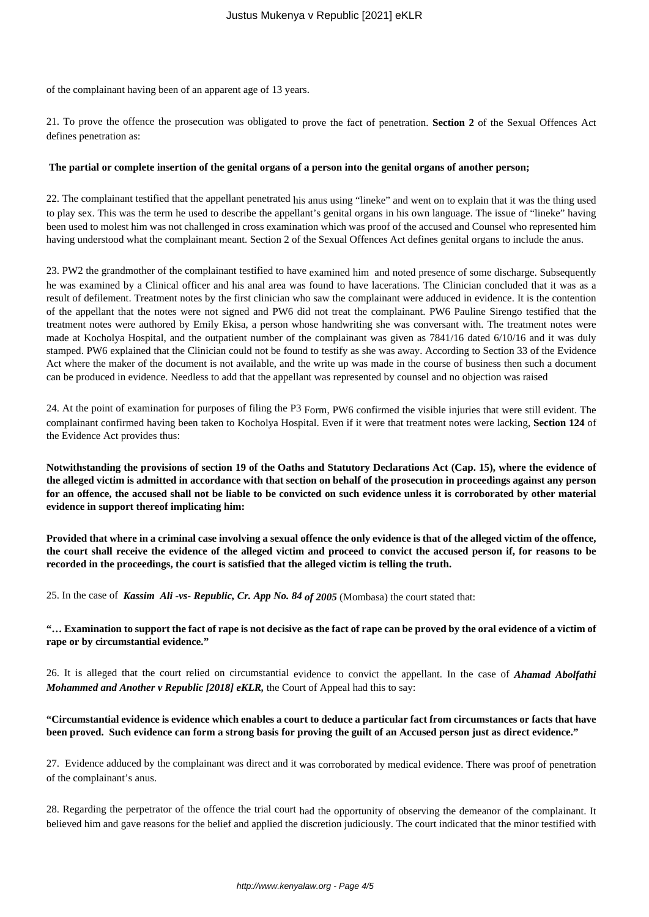of the complainant having been of an apparent age of 13 years.

21. To prove the offence the prosecution was obligated to prove the fact of penetration. **Section 2** of the Sexual Offences Act defines penetration as:

**The partial or complete insertion of the genital organs of a person into the genital organs of another person;**

22. The complainant testified that the appellant penetrated his anus using "lineke" and went on to explain that it was the thing used to play sex. This was the term he used to describe the appellant's genital organs in his own language. The issue of "lineke" having been used to molest him was not challenged in cross examination which was proof of the accused and Counsel who represented him having understood what the complainant meant. Section 2 of the Sexual Offences Act defines genital organs to include the anus.

23. PW2 the grandmother of the complainant testified to have examined him and noted presence of some discharge. Subsequently he was examined by a Clinical officer and his anal area was found to have lacerations. The Clinician concluded that it was as a result of defilement. Treatment notes by the first clinician who saw the complainant were adduced in evidence. It is the contention of the appellant that the notes were not signed and PW6 did not treat the complainant. PW6 Pauline Sirengo testified that the treatment notes were authored by Emily Ekisa, a person whose handwriting she was conversant with. The treatment notes were made at Kocholya Hospital, and the outpatient number of the complainant was given as 7841/16 dated 6/10/16 and it was duly stamped. PW6 explained that the Clinician could not be found to testify as she was away. According to Section 33 of the Evidence Act where the maker of the document is not available, and the write up was made in the course of business then such a document can be produced in evidence. Needless to add that the appellant was represented by counsel and no objection was raised

24. At the point of examination for purposes of filing the P3 Form, PW6 confirmed the visible injuries that were still evident. The complainant confirmed having been taken to Kocholya Hospital. Even if it were that treatment notes were lacking, **Section 124** of the Evidence Act provides thus:

**Notwithstanding the provisions of section 19 of the Oaths and Statutory Declarations Act (Cap. 15), where the evidence of the alleged victim is admitted in accordance with that section on behalf of the prosecution in proceedings against any person for an offence, the accused shall not be liable to be convicted on such evidence unless it is corroborated by other material evidence in support thereof implicating him:**

**Provided that where in a criminal case involving a sexual offence the only evidence is that of the alleged victim of the offence, the court shall receive the evidence of the alleged victim and proceed to convict the accused person if, for reasons to be recorded in the proceedings, the court is satisfied that the alleged victim is telling the truth.**

25. In the case of ***Kassim Ali -vs- Republic, Cr. App No. 84 of 2005*** (Mombasa) the court stated that:

**"… Examination to support the fact of rape is not decisive as the fact of rape can be proved by the oral evidence of a victim of rape or by circumstantial evidence."**

26. It is alleged that the court relied on circumstantial evidence to convict the appellant. In the case of ***Ahamad Abolfathi Mohammed and Another v Republic [2018] eKLR,*** the Court of Appeal had this to say:

**"Circumstantial evidence is evidence which enables a court to deduce a particular fact from circumstances or facts that have been proved. Such evidence can form a strong basis for proving the guilt of an Accused person just as direct evidence."**

27. Evidence adduced by the complainant was direct and it was corroborated by medical evidence. There was proof of penetration of the complainant's anus.

28. Regarding the perpetrator of the offence the trial court had the opportunity of observing the demeanor of the complainant. It believed him and gave reasons for the belief and applied the discretion judiciously. The court indicated that the minor testified with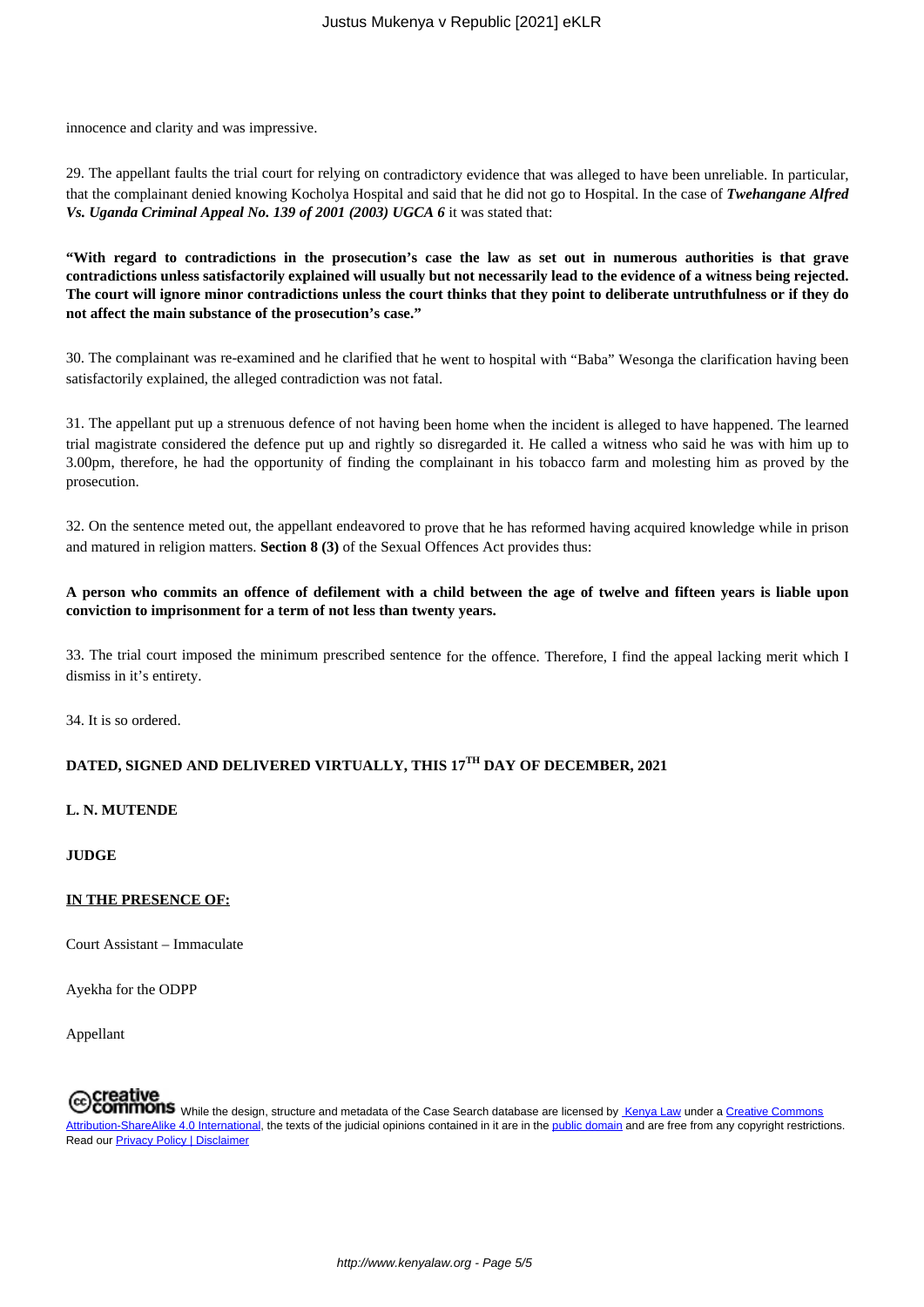innocence and clarity and was impressive.

29. The appellant faults the trial court for relying on contradictory evidence that was alleged to have been unreliable. In particular, that the complainant denied knowing Kocholya Hospital and said that he did not go to Hospital. In the case of ***Twehangane Alfred Vs. Uganda Criminal Appeal No. 139 of 2001 (2003) UGCA 6*** it was stated that:

**"With regard to contradictions in the prosecution's case the law as set out in numerous authorities is that grave contradictions unless satisfactorily explained will usually but not necessarily lead to the evidence of a witness being rejected. The court will ignore minor contradictions unless the court thinks that they point to deliberate untruthfulness or if they do not affect the main substance of the prosecution's case."**

30. The complainant was re-examined and he clarified that he went to hospital with "Baba" Wesonga the clarification having been satisfactorily explained, the alleged contradiction was not fatal.

31. The appellant put up a strenuous defence of not having been home when the incident is alleged to have happened. The learned trial magistrate considered the defence put up and rightly so disregarded it. He called a witness who said he was with him up to 3.00pm, therefore, he had the opportunity of finding the complainant in his tobacco farm and molesting him as proved by the prosecution.

32. On the sentence meted out, the appellant endeavored to prove that he has reformed having acquired knowledge while in prison and matured in religion matters. **Section 8 (3)** of the Sexual Offences Act provides thus:

**A person who commits an offence of defilement with a child between the age of twelve and fifteen years is liable upon conviction to imprisonment for a term of not less than twenty years.**

33. The trial court imposed the minimum prescribed sentence for the offence. Therefore, I find the appeal lacking merit which I dismiss in it's entirety.

34. It is so ordered.

**DATED, SIGNED AND DELIVERED VIRTUALLY, THIS 17TH DAY OF DECEMBER, 2021**

**L. N. MUTENDE**

**JUDGE**

**IN THE PRESENCE OF:**

Court Assistant – Immaculate

Ayekha for the ODPP

Appellant

While the design, structure and metadata of the Case Search database are licensed by Kenya Law under a Creative Commons Attribution-ShareAlike 4.0 International, the texts of the judicial opinions contained in it are in the public domain and are free from any copyright restrictions. Read our Privacy Policy | Disclaimer